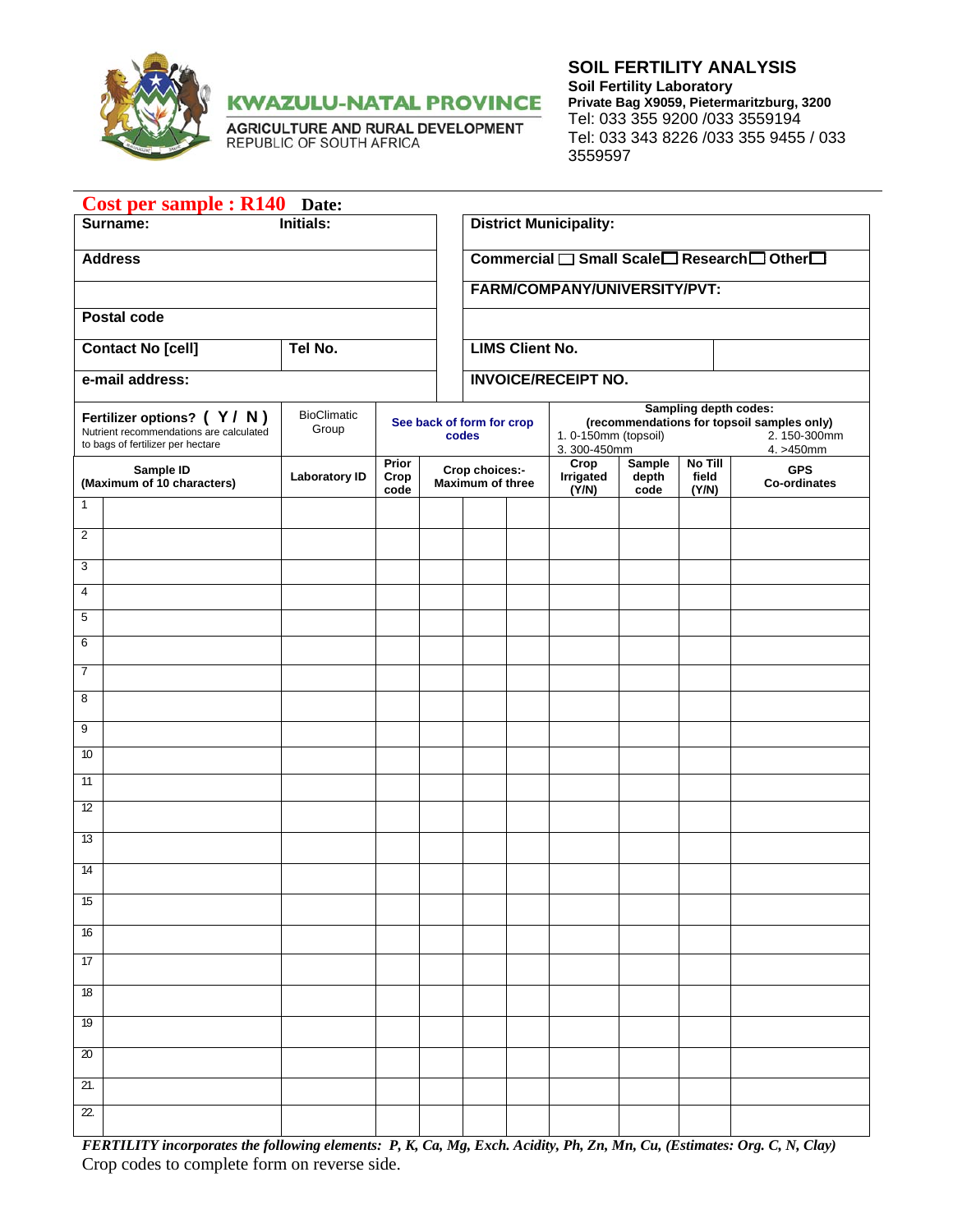KWAZULU-NATAL PROVINCE

AGRICULTURE AND RURAL DEVELOPMENT
REPUBLIC OF SOUTH AFRICA

# SOIL FERTILITY ANALYSIS

**Soil Fertility Laboratory**
**Private Bag X9059, Pietermaritzburg, 3200**
Tel: 033 355 9200 /033 3559194
Tel: 033 343 8226 /033 355 9455 / 033 3559597

**Cost per sample : R140** **Date:**

| | | |
|---|---|---|
| **Surname:** | **Initials:** | **District Municipality:** |
| **Address** | | **Commercial ☐ Small Scale ☐ Research ☐ Other ☐** |
| | | **FARM/COMPANY/UNIVERSITY/PVT:** |
| **Postal code** | | |
| **Contact No [cell]** | **Tel No.** | **LIMS Client No.** |
| **e-mail address:** | | **INVOICE/RECEIPT NO.** |

| **Fertilizer options? ( Y / N )** Nutrient recommendations are calculated to bags of fertilizer per hectare | | BioClimatic Group | **See back of form for crop codes** | | | | **Sampling depth codes: (recommendations for topsoil samples only)** 1. 0-150mm (topsoil) 2. 150-300mm 3. 300-450mm 4. >450mm | | | |
|---|---|---|---|---|---|---|---|---|---|---|
| **Sample ID (Maximum of 10 characters)** | | **Laboratory ID** | **Prior Crop code** | **Crop choices:- Maximum of three** | | | **Crop Irrigated (Y/N)** | **Sample depth code** | **No Till field (Y/N)** | **GPS Co-ordinates** |
| 1 | | | | | | | | | | |
| 2 | | | | | | | | | | |
| 3 | | | | | | | | | | |
| 4 | | | | | | | | | | |
| 5 | | | | | | | | | | |
| 6 | | | | | | | | | | |
| 7 | | | | | | | | | | |
| 8 | | | | | | | | | | |
| 9 | | | | | | | | | | |
| 10 | | | | | | | | | | |
| 11 | | | | | | | | | | |
| 12 | | | | | | | | | | |
| 13 | | | | | | | | | | |
| 14 | | | | | | | | | | |
| 15 | | | | | | | | | | |
| 16 | | | | | | | | | | |
| 17 | | | | | | | | | | |
| 18 | | | | | | | | | | |
| 19 | | | | | | | | | | |
| 20 | | | | | | | | | | |
| 21. | | | | | | | | | | |
| 22. | | | | | | | | | | |

***FERTILITY incorporates the following elements: P, K, Ca, Mg, Exch. Acidity, Ph, Zn, Mn, Cu, (Estimates: Org. C, N, Clay)***

Crop codes to complete form on reverse side.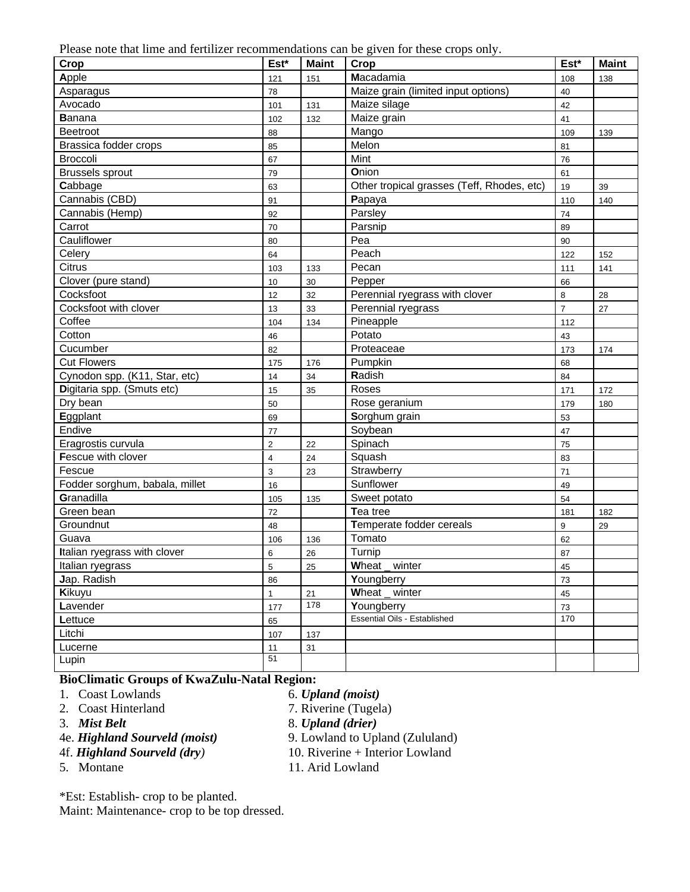Please note that lime and fertilizer recommendations can be given for these crops only.

| Crop | Est* | Maint | Crop | Est* | Maint |
|---|---|---|---|---|---|
| **A**pple | 121 | 151 | **M**acadamia | 108 | 138 |
| Asparagus | 78 | | Maize grain (limited input options) | 40 | |
| Avocado | 101 | 131 | Maize silage | 42 | |
| **B**anana | 102 | 132 | Maize grain | 41 | |
| Beetroot | 88 | | Mango | 109 | 139 |
| Brassica fodder crops | 85 | | Melon | 81 | |
| Broccoli | 67 | | Mint | 76 | |
| Brussels sprout | 79 | | **O**nion | 61 | |
| **C**abbage | 63 | | Other tropical grasses (Teff, Rhodes, etc) | 19 | 39 |
| Cannabis (CBD) | 91 | | **P**apaya | 110 | 140 |
| Cannabis (Hemp) | 92 | | Parsley | 74 | |
| Carrot | 70 | | Parsnip | 89 | |
| Cauliflower | 80 | | Pea | 90 | |
| Celery | 64 | | Peach | 122 | 152 |
| Citrus | 103 | 133 | Pecan | 111 | 141 |
| Clover (pure stand) | 10 | 30 | Pepper | 66 | |
| Cocksfoot | 12 | 32 | Perennial ryegrass with clover | 8 | 28 |
| Cocksfoot with clover | 13 | 33 | Perennial ryegrass | 7 | 27 |
| Coffee | 104 | 134 | Pineapple | 112 | |
| Cotton | 46 | | Potato | 43 | |
| Cucumber | 82 | | Proteaceae | 173 | 174 |
| Cut Flowers | 175 | 176 | Pumpkin | 68 | |
| Cynodon spp. (K11, Star, etc) | 14 | 34 | **R**adish | 84 | |
| **D**igitaria spp. (Smuts etc) | 15 | 35 | Roses | 171 | 172 |
| Dry bean | 50 | | Rose geranium | 179 | 180 |
| **E**ggplant | 69 | | **S**orghum grain | 53 | |
| Endive | 77 | | Soybean | 47 | |
| Eragrostis curvula | 2 | 22 | Spinach | 75 | |
| **F**escue with clover | 4 | 24 | Squash | 83 | |
| Fescue | 3 | 23 | Strawberry | 71 | |
| Fodder sorghum, babala, millet | 16 | | Sunflower | 49 | |
| **G**ranadilla | 105 | 135 | Sweet potato | 54 | |
| Green bean | 72 | | **T**ea tree | 181 | 182 |
| Groundnut | 48 | | **T**emperate fodder cereals | 9 | 29 |
| Guava | 106 | 136 | Tomato | 62 | |
| **I**talian ryegrass with clover | 6 | 26 | Turnip | 87 | |
| Italian ryegrass | 5 | 25 | **W**heat _ winter | 45 | |
| **J**ap. Radish | 86 | | **Y**oungberry | 73 | |
| **K**ikuyu | 1 | 21 | **W**heat _ winter | 45 | |
| **L**avender | 177 | 178 | **Y**oungberry | 73 | |
| **L**ettuce | 65 | | Essential Oils - Established | 170 | |
| Litchi | 107 | 137 | | | |
| Lucerne | 11 | 31 | | | |
| Lupin | 51 | | | | |

**BioClimatic Groups of KwaZulu-Natal Region:**

1. Coast Lowlands
2. Coast Hinterland
3. ***Mist Belt***

4e. ***Highland Sourveld (moist)***

4f. ***Highland Sourveld (dry)***

5. Montane
6. ***Upland (moist)***
7. Riverine (Tugela)
8. ***Upland (drier)***
9. Lowland to Upland (Zululand)
10. Riverine + Interior Lowland
11. Arid Lowland

*Est: Establish- crop to be planted.
Maint: Maintenance- crop to be top dressed.